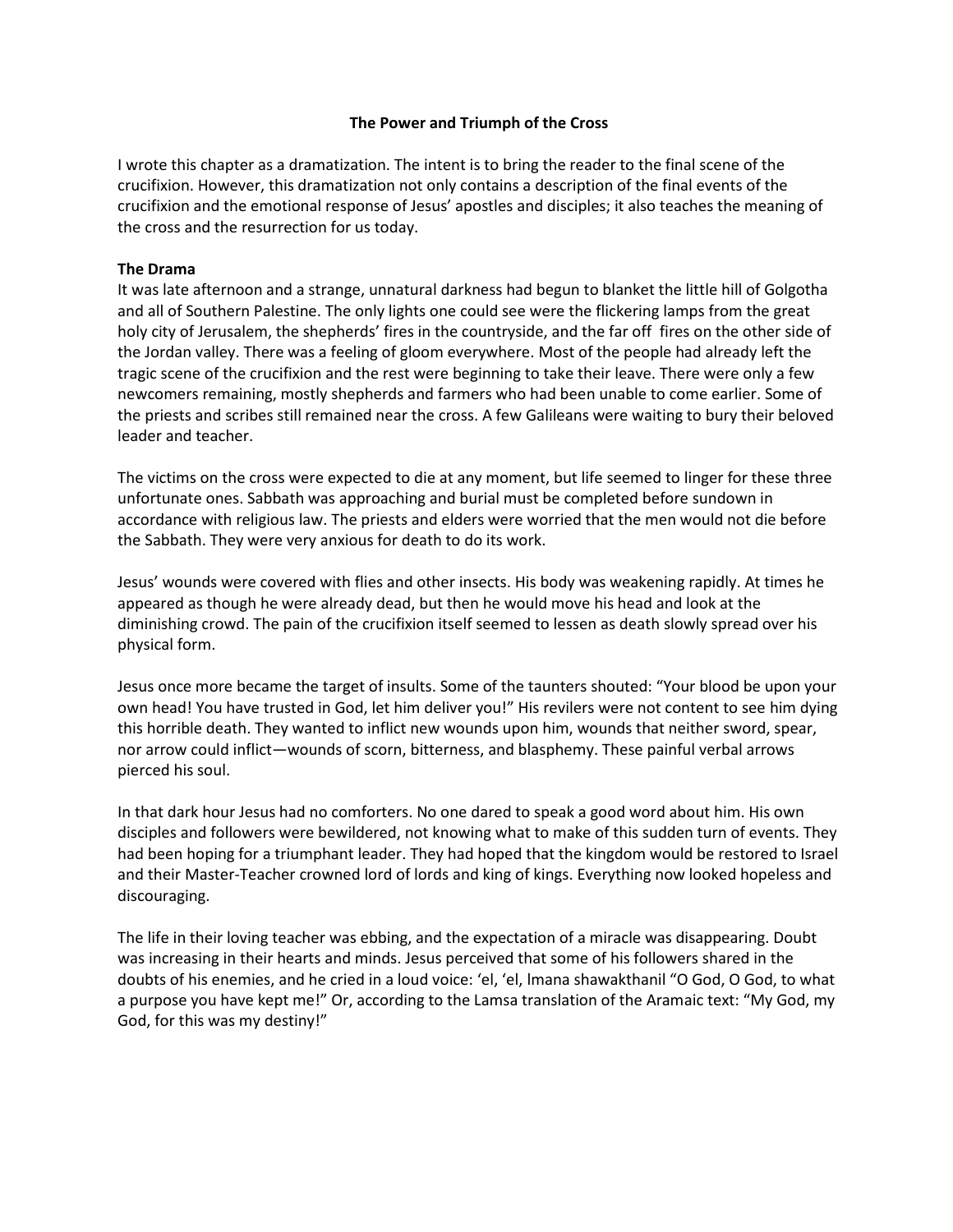**The Power and Triumph of the Cross**

I wrote this chapter as a dramatization. The intent is to bring the reader to the final scene of the crucifixion. However, this dramatization not only contains a description of the final events of the crucifixion and the emotional response of Jesus' apostles and disciples; it also teaches the meaning of the cross and the resurrection for us today.

**The Drama**

It was late afternoon and a strange, unnatural darkness had begun to blanket the little hill of Golgotha and all of Southern Palestine. The only lights one could see were the flickering lamps from the great holy city of Jerusalem, the shepherds' fires in the countryside, and the far off fires on the other side of the Jordan valley. There was a feeling of gloom everywhere. Most of the people had already left the tragic scene of the crucifixion and the rest were beginning to take their leave. There were only a few newcomers remaining, mostly shepherds and farmers who had been unable to come earlier. Some of the priests and scribes still remained near the cross. A few Galileans were waiting to bury their beloved leader and teacher.

The victims on the cross were expected to die at any moment, but life seemed to linger for these three unfortunate ones. Sabbath was approaching and burial must be completed before sundown in accordance with religious law. The priests and elders were worried that the men would not die before the Sabbath. They were very anxious for death to do its work.

Jesus' wounds were covered with flies and other insects. His body was weakening rapidly. At times he appeared as though he were already dead, but then he would move his head and look at the diminishing crowd. The pain of the crucifixion itself seemed to lessen as death slowly spread over his physical form.

Jesus once more became the target of insults. Some of the taunters shouted: "Your blood be upon your own head! You have trusted in God, let him deliver you!" His revilers were not content to see him dying this horrible death. They wanted to inflict new wounds upon him, wounds that neither sword, spear, nor arrow could inflict—wounds of scorn, bitterness, and blasphemy. These painful verbal arrows pierced his soul.

In that dark hour Jesus had no comforters. No one dared to speak a good word about him. His own disciples and followers were bewildered, not knowing what to make of this sudden turn of events. They had been hoping for a triumphant leader. They had hoped that the kingdom would be restored to Israel and their Master-Teacher crowned lord of lords and king of kings. Everything now looked hopeless and discouraging.

The life in their loving teacher was ebbing, and the expectation of a miracle was disappearing. Doubt was increasing in their hearts and minds. Jesus perceived that some of his followers shared in the doubts of his enemies, and he cried in a loud voice: 'el, 'el, lmana shawakthanil "O God, O God, to what a purpose you have kept me!" Or, according to the Lamsa translation of the Aramaic text: "My God, my God, for this was my destiny!"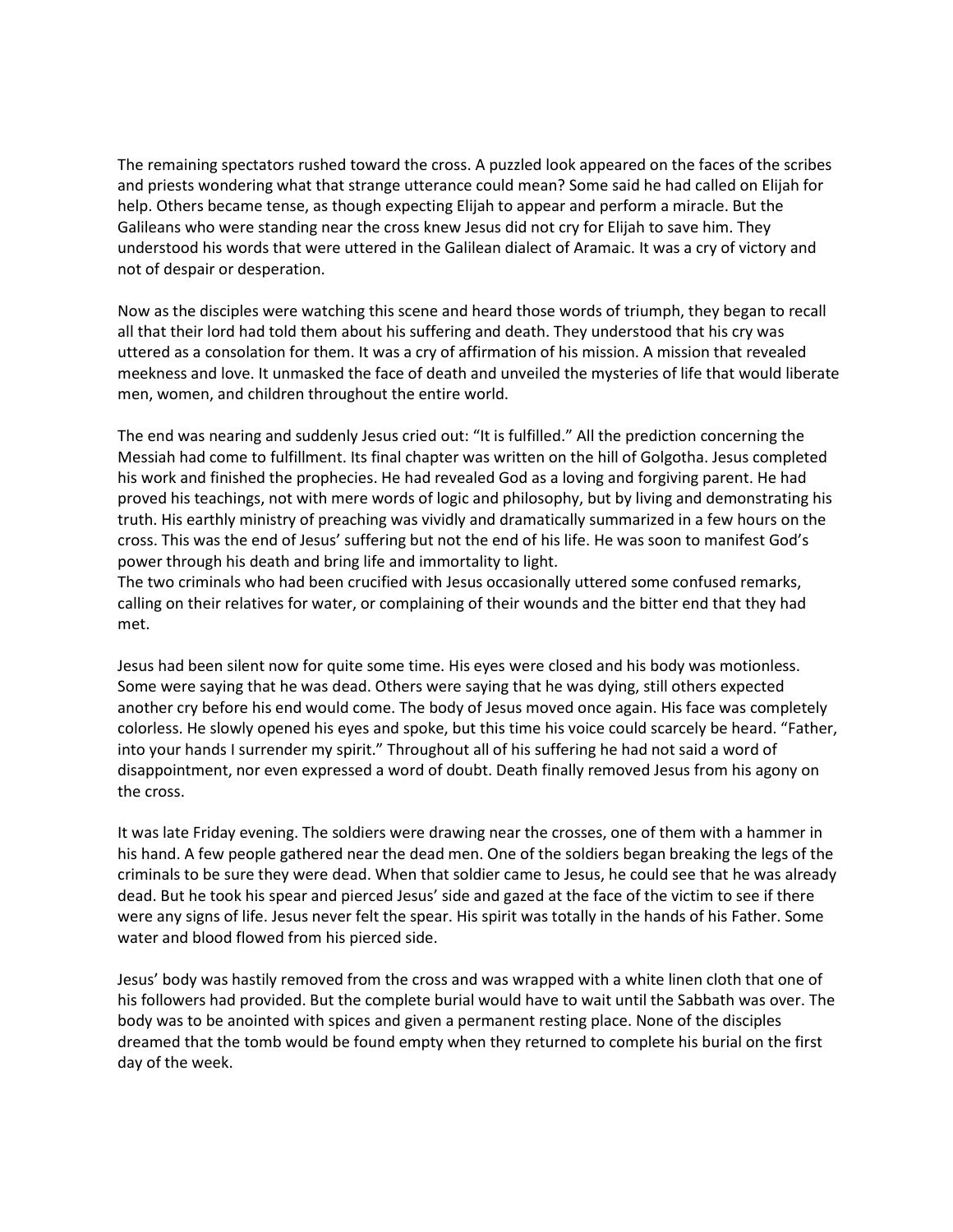The remaining spectators rushed toward the cross. A puzzled look appeared on the faces of the scribes and priests wondering what that strange utterance could mean? Some said he had called on Elijah for help. Others became tense, as though expecting Elijah to appear and perform a miracle. But the Galileans who were standing near the cross knew Jesus did not cry for Elijah to save him. They understood his words that were uttered in the Galilean dialect of Aramaic. It was a cry of victory and not of despair or desperation.

Now as the disciples were watching this scene and heard those words of triumph, they began to recall all that their lord had told them about his suffering and death. They understood that his cry was uttered as a consolation for them. It was a cry of affirmation of his mission. A mission that revealed meekness and love. It unmasked the face of death and unveiled the mysteries of life that would liberate men, women, and children throughout the entire world.

The end was nearing and suddenly Jesus cried out: "It is fulfilled." All the prediction concerning the Messiah had come to fulfillment. Its final chapter was written on the hill of Golgotha. Jesus completed his work and finished the prophecies. He had revealed God as a loving and forgiving parent. He had proved his teachings, not with mere words of logic and philosophy, but by living and demonstrating his truth. His earthly ministry of preaching was vividly and dramatically summarized in a few hours on the cross. This was the end of Jesus' suffering but not the end of his life. He was soon to manifest God's power through his death and bring life and immortality to light.

The two criminals who had been crucified with Jesus occasionally uttered some confused remarks, calling on their relatives for water, or complaining of their wounds and the bitter end that they had met.

Jesus had been silent now for quite some time. His eyes were closed and his body was motionless. Some were saying that he was dead. Others were saying that he was dying, still others expected another cry before his end would come. The body of Jesus moved once again. His face was completely colorless. He slowly opened his eyes and spoke, but this time his voice could scarcely be heard. "Father, into your hands I surrender my spirit." Throughout all of his suffering he had not said a word of disappointment, nor even expressed a word of doubt. Death finally removed Jesus from his agony on the cross.

It was late Friday evening. The soldiers were drawing near the crosses, one of them with a hammer in his hand. A few people gathered near the dead men. One of the soldiers began breaking the legs of the criminals to be sure they were dead. When that soldier came to Jesus, he could see that he was already dead. But he took his spear and pierced Jesus' side and gazed at the face of the victim to see if there were any signs of life. Jesus never felt the spear. His spirit was totally in the hands of his Father. Some water and blood flowed from his pierced side.

Jesus' body was hastily removed from the cross and was wrapped with a white linen cloth that one of his followers had provided. But the complete burial would have to wait until the Sabbath was over. The body was to be anointed with spices and given a permanent resting place. None of the disciples dreamed that the tomb would be found empty when they returned to complete his burial on the first day of the week.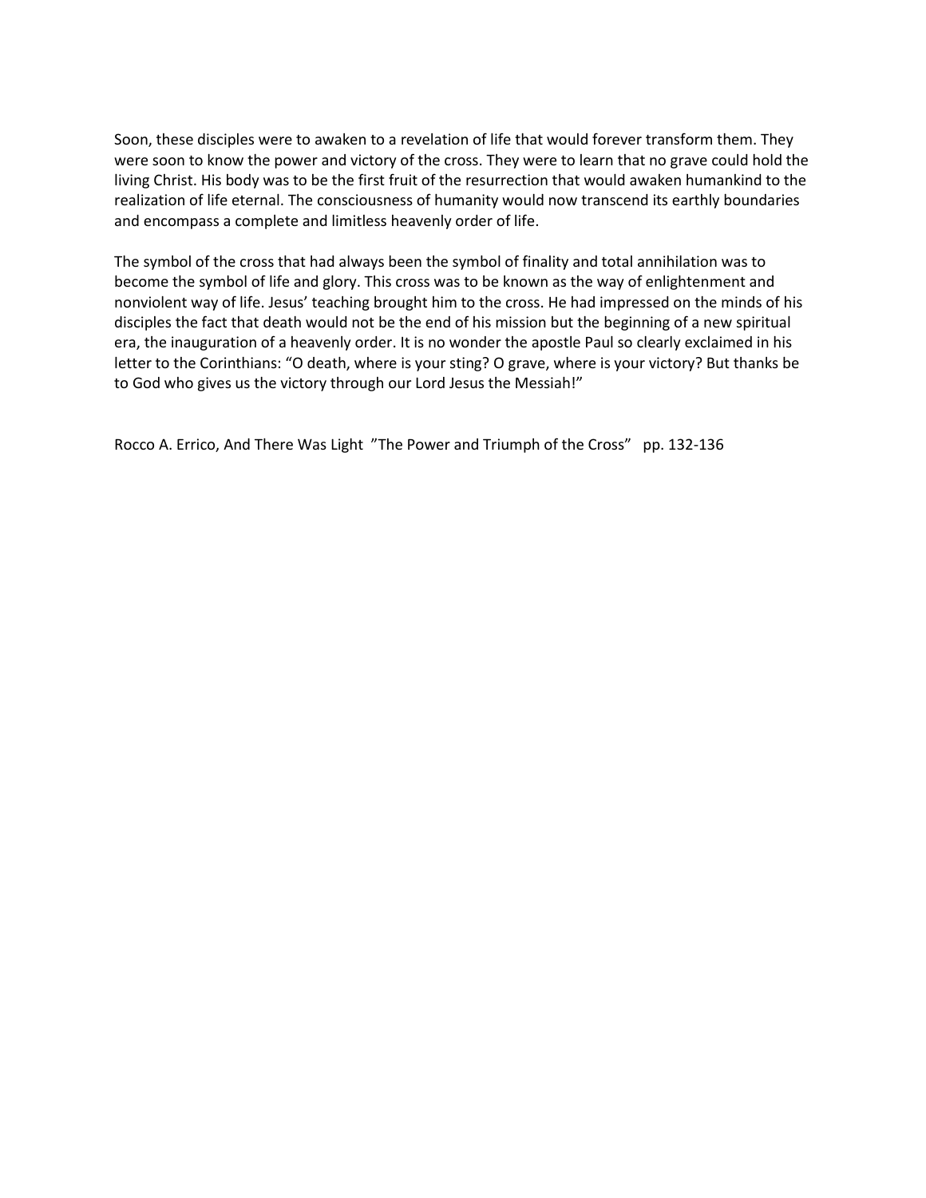Soon, these disciples were to awaken to a revelation of life that would forever transform them. They were soon to know the power and victory of the cross. They were to learn that no grave could hold the living Christ. His body was to be the first fruit of the resurrection that would awaken humankind to the realization of life eternal. The consciousness of humanity would now transcend its earthly boundaries and encompass a complete and limitless heavenly order of life.

The symbol of the cross that had always been the symbol of finality and total annihilation was to become the symbol of life and glory. This cross was to be known as the way of enlightenment and nonviolent way of life. Jesus' teaching brought him to the cross. He had impressed on the minds of his disciples the fact that death would not be the end of his mission but the beginning of a new spiritual era, the inauguration of a heavenly order. It is no wonder the apostle Paul so clearly exclaimed in his letter to the Corinthians: "O death, where is your sting? O grave, where is your victory? But thanks be to God who gives us the victory through our Lord Jesus the Messiah!"

Rocco A. Errico, And There Was Light "The Power and Triumph of the Cross" pp. 132-136